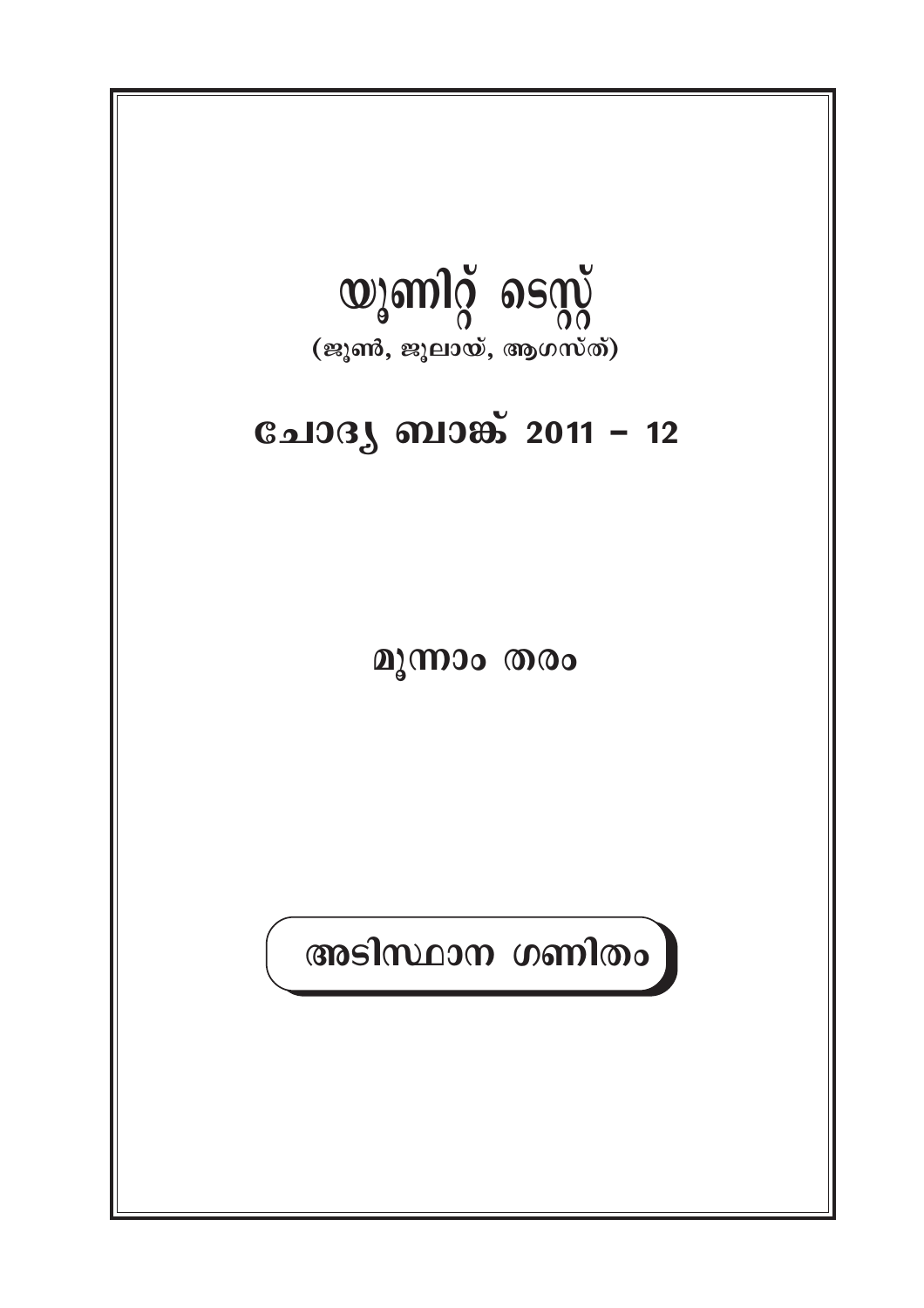# യൂണിറ്റ് ടെസ്റ്റ്

(ജൂൺ, ജൂലായ്, ആഗസ്ത്)

## ചോദ്യ ബാങ്ക് 2011 – 12

### മൂന്നാം തരം

**അടിസ്ഥാന ഗണിതം**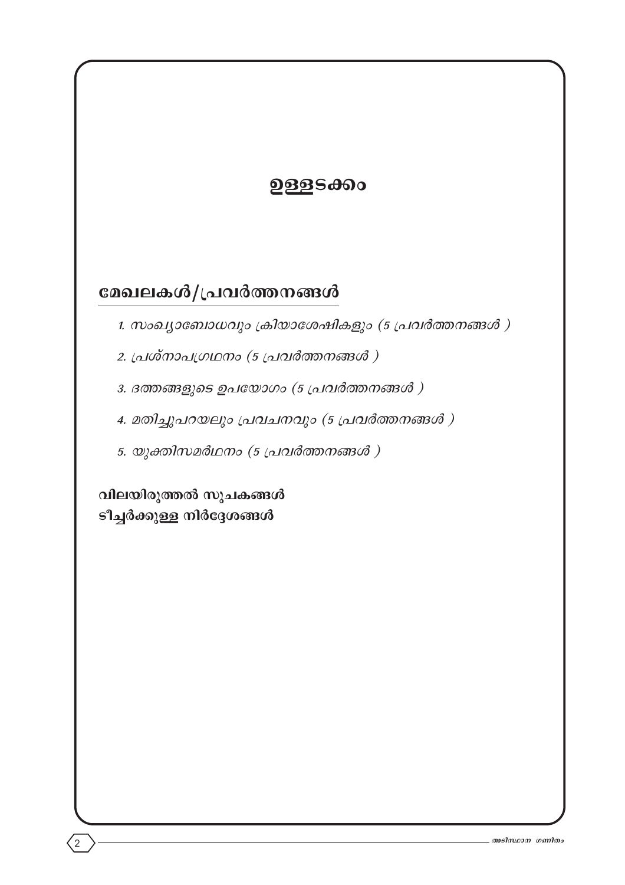# ഉള്ളടക്കം

## മേഖലകൾ/പ്രവർത്തനങ്ങൾ

*1. സംഖ്യാബോധവും ക്രിയാശേഷികളും (5 പ്രവർത്തനങ്ങൾ )*

*2. പ്രശ്നാപഗ്രഥനം (5 പ്രവർത്തനങ്ങൾ )*

*3. ദത്തങ്ങളുടെ ഉപയോഗം (5 പ്രവർത്തനങ്ങൾ )*

*4. മതിച്ചുപറയലും പ്രവചനവും (5 പ്രവർത്തനങ്ങൾ )*

*5. യുക്തിസമർഥനം (5 പ്രവർത്തനങ്ങൾ )*

**വിലയിരുത്തൽ സൂചകങ്ങൾ**

**ടീച്ചർക്കുള്ള നിർദ്ദേശങ്ങൾ**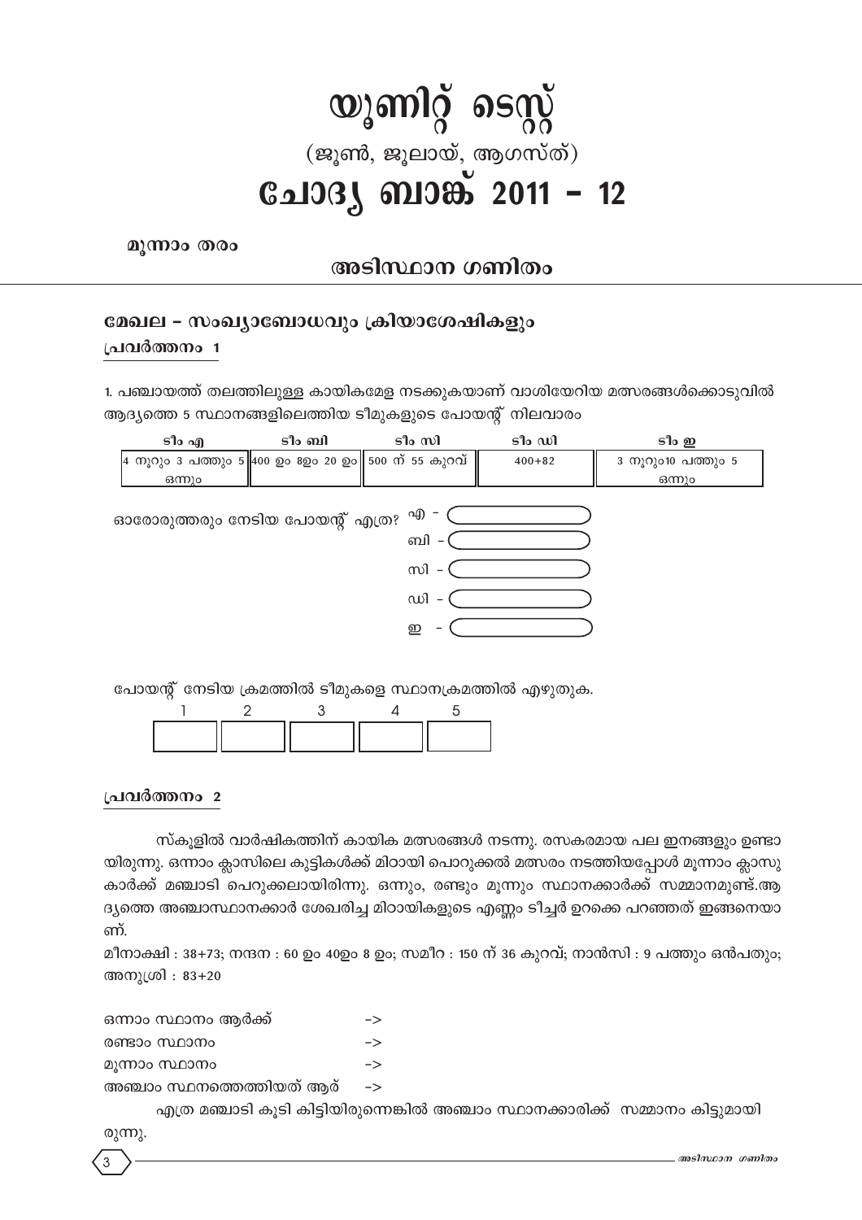# യൂണിറ്റ് ടെസ്റ്റ്

(ജൂൺ, ജൂലായ്, ആഗസ്ത്)

# ചോദ്യ ബാങ്ക് 2011 - 12

**മൂന്നാം തരം**

## അടിസ്ഥാന ഗണിതം

### മേഖല - സംഖ്യാബോധവും ക്രിയാശേഷികളും

**പ്രവർത്തനം 1**

1. പഞ്ചായത്ത് തലത്തിലുള്ള കായികമേള നടക്കുകയാണ് വാശിയേറിയ മത്സരങ്ങൾക്കൊടുവിൽ ആദ്യത്തെ 5 സ്ഥാനങ്ങളിലെത്തിയ ടീമുകളുടെ പോയന്റ് നിലവാരം

| ടീം എ | ടീം ബി | ടീം സി | ടീം ഡി | ടീം ഇ |
|---|---|---|---|---|
| 4 നൂറും 3 പത്തും 5 ഒന്നും | 400 ഉം 8ഉം 20 ഉം | 500 ന് 55 കുറവ് | 400+82 | 3 നൂറും10 പത്തും 5 ഒന്നും |

ഓരോരുത്തരും നേടിയ പോയന്റ് എത്ര?

എ - 

ബി - 

സി - 

ഡി - 

ഇ - 

പോയന്റ് നേടിയ ക്രമത്തിൽ ടീമുകളെ സ്ഥാനക്രമത്തിൽ എഴുതുക.

| 1 | 2 | 3 | 4 | 5 |
|---|---|---|---|---|
| | | | | |

**പ്രവർത്തനം 2**

സ്കൂളിൽ വാർഷികത്തിന് കായിക മത്സരങ്ങൾ നടന്നു. രസകരമായ പല ഇനങ്ങളും ഉണ്ടായിരുന്നു. ഒന്നാം ക്ലാസിലെ കുട്ടികൾക്ക് മിഠായി പൊറുക്കൽ മത്സരം നടത്തിയപ്പോൾ മൂന്നാം ക്ലാസുകാർക്ക് മഞ്ചാടി പെറുക്കലായിരിന്നു. ഒന്നും, രണ്ടും മൂന്നും സ്ഥാനക്കാർക്ക് സമ്മാനമുണ്ട്.ആദ്യത്തെ അഞ്ചാസ്ഥാനക്കാർ ശേഖരിച്ച മിഠായികളുടെ എണ്ണം ടീച്ചർ ഉറക്കെ പറഞ്ഞത് ഇങ്ങനെയാണ്.

മീനാക്ഷി : 38+73; നന്ദന : 60 ഉം 40ഉം 8 ഉം; സമീറ : 150 ന് 36 കുറവ്; നാൻസി : 9 പത്തും ഒൻപതും; അനുശ്രീ : 83+20

ഒന്നാം സ്ഥാനം ആർക്ക് ->

രണ്ടാം സ്ഥാനം ->

മൂന്നാം സ്ഥാനം ->

അഞ്ചാം സ്ഥനത്തെത്തിയത് ആര് ->

എത്ര മഞ്ചാടി കൂടി കിട്ടിയിരുന്നെങ്കിൽ അഞ്ചാം സ്ഥാനക്കാരിക്ക് സമ്മാനം കിട്ടുമായിരുന്നു.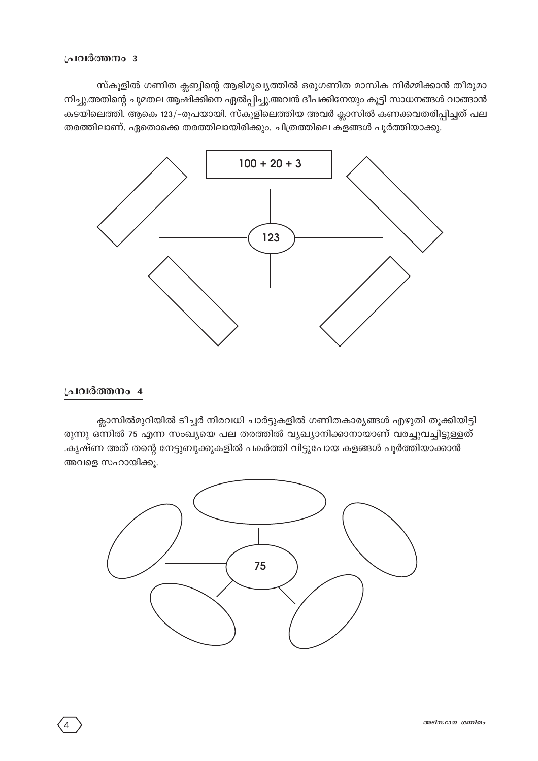## പ്രവർത്തനം 3

സ്കൂളിൽ ഗണിത ക്ലബ്ബിന്റെ ആഭിമുഖ്യത്തിൽ ഒരുഗണിത മാസിക നിർമ്മിക്കാൻ തീരുമാനിച്ചു.അതിന്റെ ചുമതല ആഷിക്കിനെ ഏൽപ്പിച്ചു.അവൻ ദീപക്കിനേയും കൂട്ടി സാധനങ്ങൾ വാങ്ങാൻ കടയിലെത്തി. ആകെ 123/-രൂപയായി. സ്കൂളിലെത്തിയ അവർ ക്ലാസിൽ കണക്കവതരിപ്പിച്ചത് പല തരത്തിലാണ്. ഏതൊക്കെ തരത്തിലായിരിക്കും. ചിത്രത്തിലെ കളങ്ങൾ പൂർത്തിയാക്കൂ.

100 + 20 + 3

123

## പ്രവർത്തനം 4

ക്ലാസിൽമുറിയിൽ ടീച്ചർ നിരവധി ചാർട്ടുകളിൽ ഗണിതകാര്യങ്ങൾ എഴുതി തൂക്കിയിട്ടിരുന്നു ഒന്നിൽ 75 എന്ന സംഖ്യയെ പല തരത്തിൽ വ്യഖ്യാനിക്കാനായാണ് വരച്ചുവച്ചിട്ടുള്ളത് .കൃഷ്ണ അത് തന്റെ നേട്ടുബുക്കുകളിൽ പകർത്തി വിട്ടുപോയ കളങ്ങൾ പൂർത്തിയാക്കാൻ അവളെ സഹായിക്കൂ.

75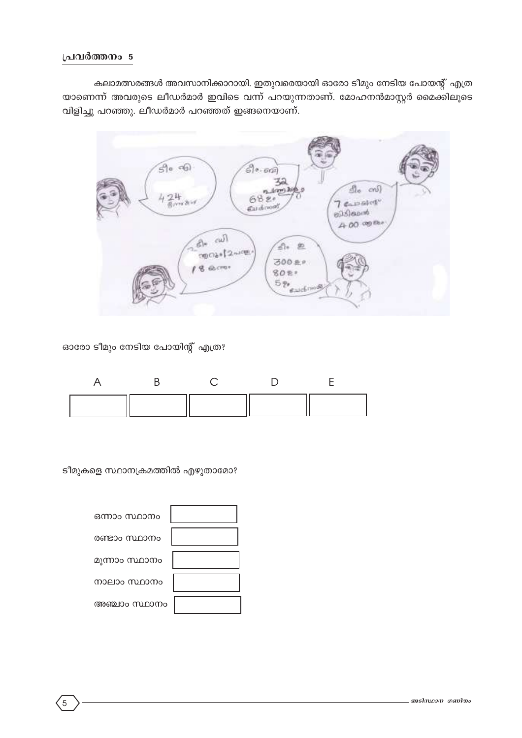## പ്രവർത്തനം 5

കലാമത്സരങ്ങൾ അവസാനിക്കാറായി. ഇതുവരെയായി ഓരോ ടീമും നേടിയ പോയന്റ് എത്രയാണെന്ന് അവരുടെ ലീഡർമാർ ഇവിടെ വന്ന് പറയുന്നതാണ്. മോഹനൻമാസ്റ്റർ മൈക്കിലൂടെ വിളിച്ചു പറഞ്ഞു. ലീഡർമാർ പറഞ്ഞത് ഇങ്ങനെയാണ്.

ഓരോ ടീമും നേടിയ പോയിന്റ് എത്ര?

| A | B | C | D | E |
|---|---|---|---|---|
| | | | | |

ടീമുകളെ സ്ഥാനക്രമത്തിൽ എഴുതാമോ?

| | |
|---|---|
| ഒന്നാം സ്ഥാനം | |
| രണ്ടാം സ്ഥാനം | |
| മൂന്നാം സ്ഥാനം | |
| നാലാം സ്ഥാനം | |
| അഞ്ചാം സ്ഥാനം | |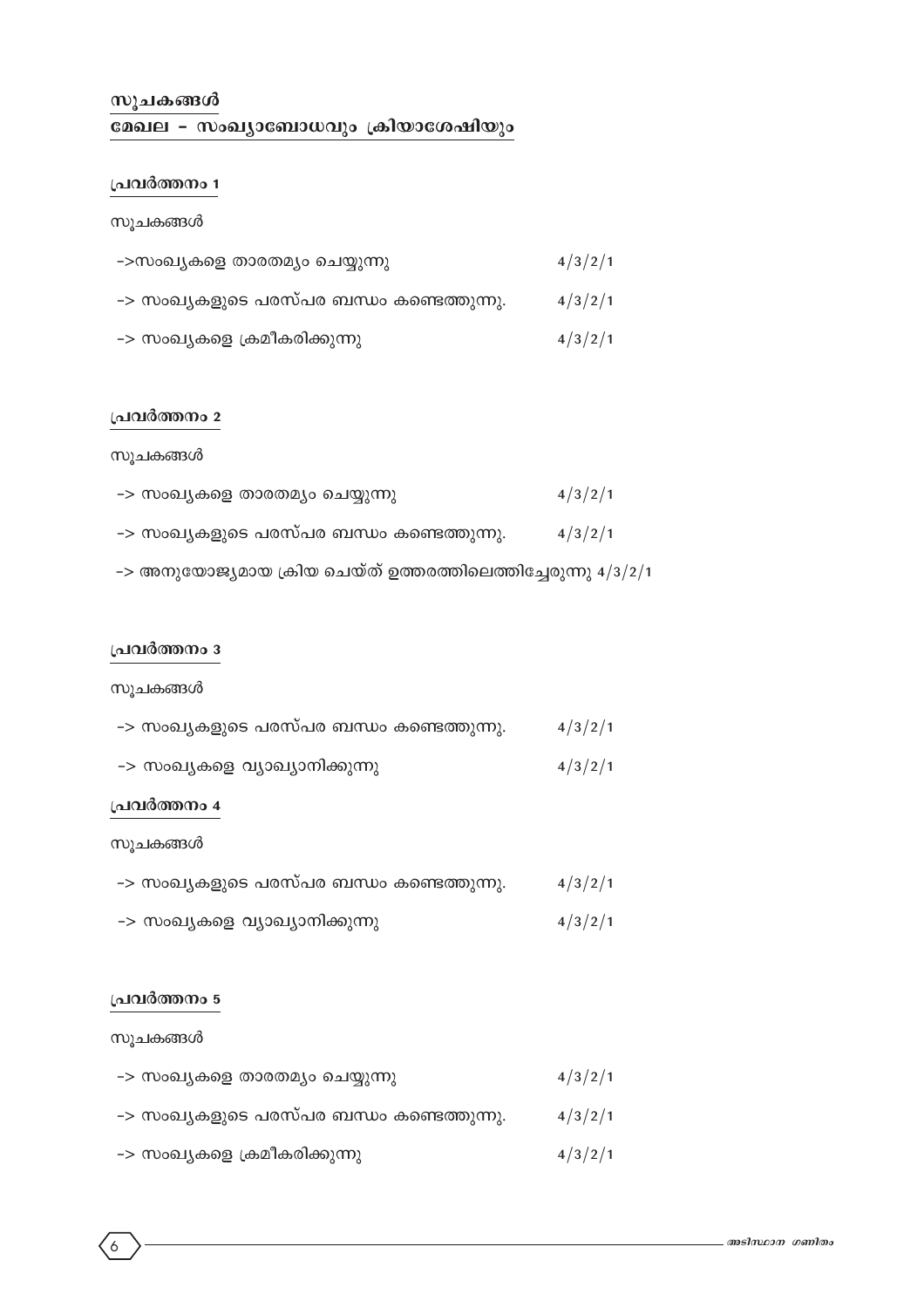## സൂചകങ്ങൾ

## മേഖല – സംഖ്യാബോധവും ക്രിയാശേഷിയും

### പ്രവർത്തനം 1

സൂചകങ്ങൾ

->സംഖ്യകളെ താരതമ്യം ചെയ്യുന്നു 4/3/2/1

-> സംഖ്യകളുടെ പരസ്പര ബന്ധം കണ്ടെത്തുന്നു. 4/3/2/1

-> സംഖ്യകളെ ക്രമീകരിക്കുന്നു 4/3/2/1

### പ്രവർത്തനം 2

സൂചകങ്ങൾ

-> സംഖ്യകളെ താരതമ്യം ചെയ്യുന്നു 4/3/2/1

-> സംഖ്യകളുടെ പരസ്പര ബന്ധം കണ്ടെത്തുന്നു. 4/3/2/1

-> അനുയോജ്യമായ ക്രിയ ചെയ്ത് ഉത്തരത്തിലെത്തിച്ചേരുന്നു 4/3/2/1

### പ്രവർത്തനം 3

സൂചകങ്ങൾ

-> സംഖ്യകളുടെ പരസ്പര ബന്ധം കണ്ടെത്തുന്നു. 4/3/2/1

-> സംഖ്യകളെ വ്യാഖ്യാനിക്കുന്നു 4/3/2/1

### പ്രവർത്തനം 4

സൂചകങ്ങൾ

-> സംഖ്യകളുടെ പരസ്പര ബന്ധം കണ്ടെത്തുന്നു. 4/3/2/1

-> സംഖ്യകളെ വ്യാഖ്യാനിക്കുന്നു 4/3/2/1

### പ്രവർത്തനം 5

സൂചകങ്ങൾ

-> സംഖ്യകളെ താരതമ്യം ചെയ്യുന്നു 4/3/2/1

-> സംഖ്യകളുടെ പരസ്പര ബന്ധം കണ്ടെത്തുന്നു. 4/3/2/1

-> സംഖ്യകളെ ക്രമീകരിക്കുന്നു 4/3/2/1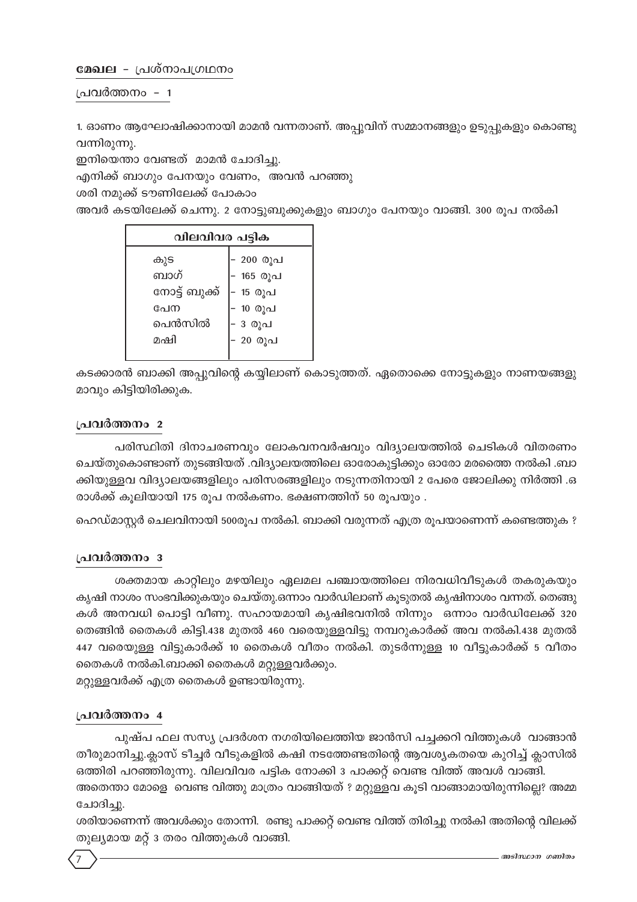**മേഖല** - പ്രശ്നാപഗ്രഥനം

പ്രവർത്തനം - 1

1. ഓണം ആഘോഷിക്കാനായി മാമൻ വന്നതാണ്. അപ്പുവിന് സമ്മാനങ്ങളും ഉടുപ്പുകളും കൊണ്ടു വന്നിരുന്നു.

ഇനിയെന്താ വേണ്ടത് മാമൻ ചോദിച്ചു.

എനിക്ക് ബാഗും പേനയും വേണം, അവൻ പറഞ്ഞു

ശരി നമുക്ക് ടൗണിലേക്ക് പോകാം

അവർ കടയിലേക്ക് ചെന്നു. 2 നോട്ടുബുക്കുകളും ബാഗും പേനയും വാങ്ങി. 300 രൂപ നൽകി

| വിലവിവര പട്ടിക | |
|---|---|
| കുട | - 200 രൂപ |
| ബാഗ് | - 165 രൂപ |
| നോട്ട് ബുക്ക് | - 15 രൂപ |
| പേന | - 10 രൂപ |
| പെൻസിൽ | - 3 രൂപ |
| മഷി | - 20 രൂപ |

കടക്കാരൻ ബാക്കി അപ്പുവിന്റെ കയ്യിലാണ് കൊടുത്തത്. ഏതൊക്കെ നോട്ടുകളും നാണയങ്ങളു മാവും കിട്ടിയിരിക്കുക.

## പ്രവർത്തനം 2

പരിസ്ഥിതി ദിനാചരണവും ലോകവനവർഷവും വിദ്യാലയത്തിൽ ചെടികൾ വിതരണം ചെയ്തുകൊണ്ടാണ് തുടങ്ങിയത് .വിദ്യാലയത്തിലെ ഓരോകുട്ടിക്കും ഓരോ മരത്തൈ നൽകി .ബാക്കിയുള്ളവ വിദ്യാലയങ്ങളിലും പരിസരങ്ങളിലും നടുന്നതിനായി 2 പേരെ ജോലിക്കു നിർത്തി .ഒരാൾക്ക് കൂലിയായി 175 രൂപ നൽകണം. ഭക്ഷണത്തിന് 50 രൂപയും .

ഹെഡ്മാസ്റ്റർ ചെലവിനായി 500രൂപ നൽകി. ബാക്കി വരുന്നത് എത്ര രൂപയാണെന്ന് കണ്ടെത്തുക ?

## പ്രവർത്തനം 3

ശക്തമായ കാറ്റിലും മഴയിലും ഏലമല പഞ്ചായത്തിലെ നിരവധിവീടുകൾ തകരുകയും കൃഷി നാശം സംഭവിക്കുകയും ചെയ്തു.ഒന്നാം വാർഡിലാണ് കൂടുതൽ കൃഷിനാശം വന്നത്. തെങ്ങുകൾ അനവധി പൊട്ടി വീണു. സഹായമായി കൃഷിഭവനിൽ നിന്നും ഒന്നാം വാർഡിലേക്ക് 320 തെങ്ങിൻ തൈകൾ കിട്ടി.438 മുതൽ 460 വരെയുള്ളവീട്ടു നമ്പറുകാർക്ക് അവ നൽകി.438 മുതൽ 447 വരെയുള്ള വീട്ടുകാർക്ക് 10 തൈകൾ വീതം നൽകി. തുടർന്നുള്ള 10 വീട്ടുകാർക്ക് 5 വീതം തൈകൾ നൽകി.ബാക്കി തൈകൾ മറ്റുള്ളവർക്കും.

മറ്റുള്ളവർക്ക് എത്ര തൈകൾ ഉണ്ടായിരുന്നു.

## പ്രവർത്തനം 4

പുഷ്പ ഫല സസ്യ പ്രദർശന നഗരിയിലെത്തിയ ജാൻസി പച്ചക്കറി വിത്തുകൾ വാങ്ങാൻ തീരുമാനിച്ചു.ക്ലാസ് ടീച്ചർ വീടുകളിൽ കഷി നടത്തേണ്ടതിന്റെ ആവശ്യകതയെ കുറിച്ച് ക്ലാസിൽ ഒത്തിരി പറഞ്ഞിരുന്നു. വിലവിവര പട്ടിക നോക്കി 3 പാക്കറ്റ് വെണ്ട വിത്ത് അവൾ വാങ്ങി.

അതെന്താ മോളെ വെണ്ട വിത്തു മാത്രം വാങ്ങിയത് ? മറ്റുള്ളവ കൂടി വാങ്ങാമായിരുന്നില്ലെ? അമ്മ ചോദിച്ചു.

ശരിയാണെന്ന് അവൾക്കും തോന്നി. രണ്ടു പാക്കറ്റ് വെണ്ട വിത്ത് തിരിച്ചു നൽകി അതിന്റെ വിലക്ക് തുല്യമായ മറ്റ് 3 തരം വിത്തുകൾ വാങ്ങി.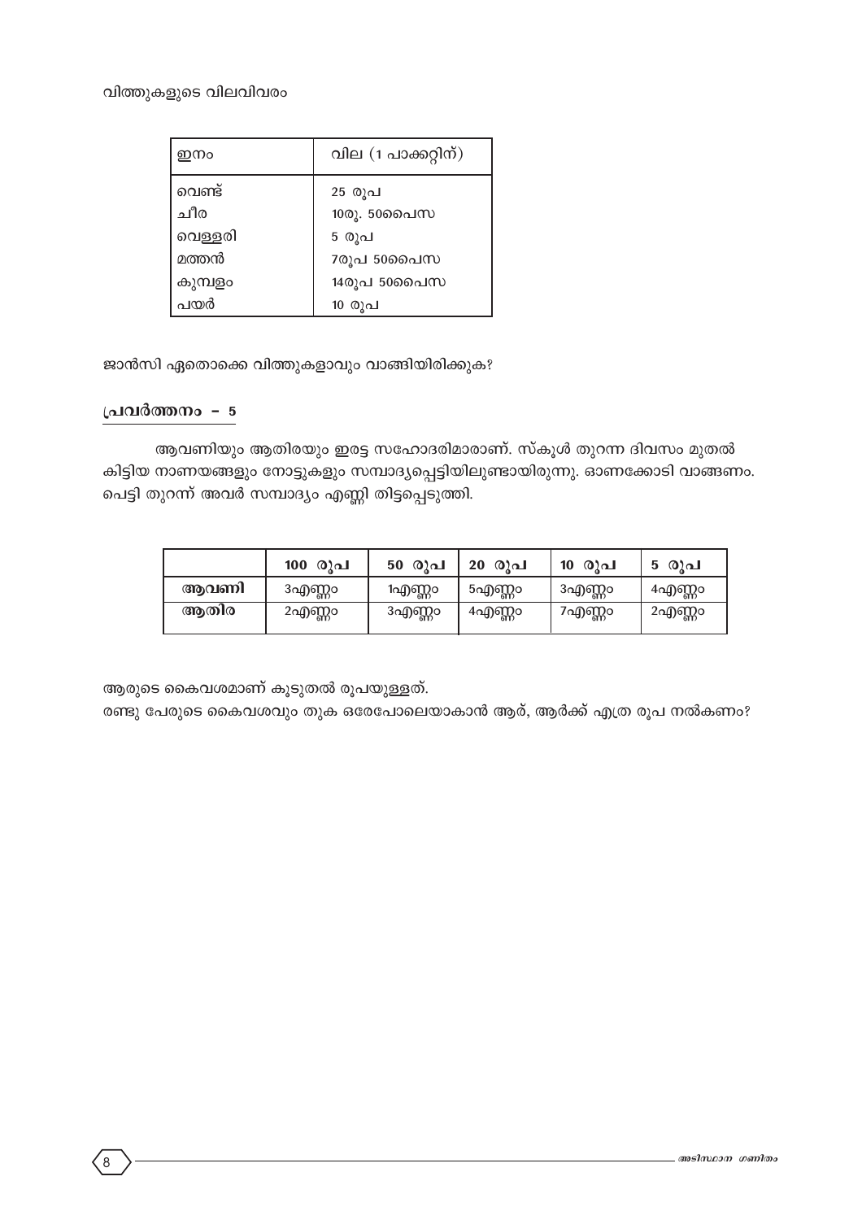വിത്തുകളുടെ വിലവിവരം

| ഇനം | വില (1 പാക്കറ്റിന്) |
|---|---|
| വെണ്ട് | 25 രൂപ |
| ചീര | 10രൂ. 50പൈസ |
| വെള്ളരി | 5 രൂപ |
| മത്തൻ | 7രൂപ 50പൈസ |
| കുമ്പളം | 14രൂപ 50പൈസ |
| പയർ | 10 രൂപ |

ജാൻസി ഏതൊക്കെ വിത്തുകളാവും വാങ്ങിയിരിക്കുക?

## പ്രവർത്തനം - 5

ആവണിയും ആതിരയും ഇരട്ട സഹോദരിമാരാണ്. സ്കൂൾ തുറന്ന ദിവസം മുതൽ കിട്ടിയ നാണയങ്ങളും നോട്ടുകളും സമ്പാദ്യപ്പെട്ടിയിലുണ്ടായിരുന്നു. ഓണക്കോടി വാങ്ങണം. പെട്ടി തുറന്ന് അവർ സമ്പാദ്യം എണ്ണി തിട്ടപ്പെടുത്തി.

| | 100 രൂപ | 50 രൂപ | 20 രൂപ | 10 രൂപ | 5 രൂപ |
|---|---|---|---|---|---|
| **ആവണി** | 3എണ്ണം | 1എണ്ണം | 5എണ്ണം | 3എണ്ണം | 4എണ്ണം |
| **ആതിര** | 2എണ്ണം | 3എണ്ണം | 4എണ്ണം | 7എണ്ണം | 2എണ്ണം |

ആരുടെ കൈവശമാണ് കൂടുതൽ രൂപയുള്ളത്.

രണ്ടു പേരുടെ കൈവശവും തുക ഒരേപോലെയാകാൻ ആര്, ആർക്ക് എത്ര രൂപ നൽകണം?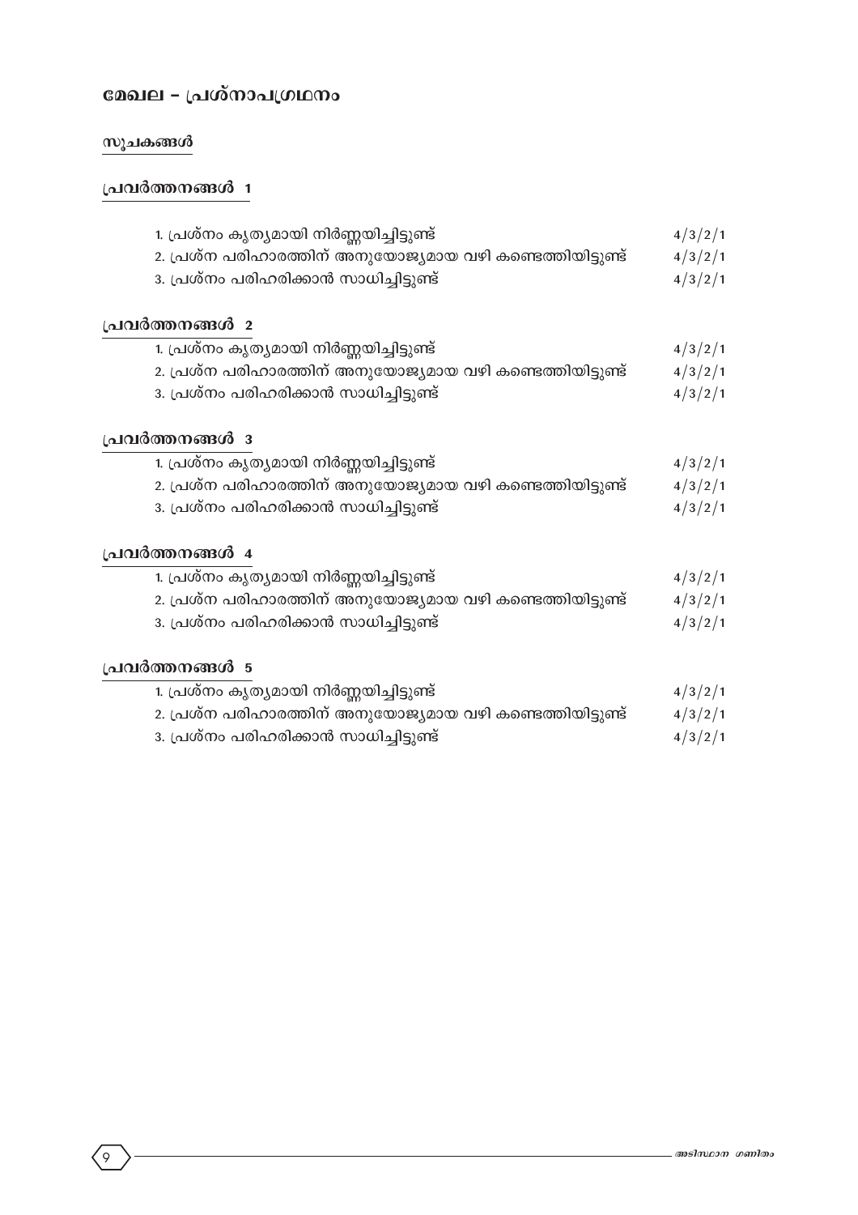## മേഖല – പ്രശ്നാപഗ്രഥനം

<u>സൂചകങ്ങൾ</u>

### പ്രവർത്തനങ്ങൾ 1

1. പ്രശ്നം കൃത്യമായി നിർണ്ണയിച്ചിട്ടുണ്ട് 4/3/2/1
2. പ്രശ്ന പരിഹാരത്തിന് അനുയോജ്യമായ വഴി കണ്ടെത്തിയിട്ടുണ്ട് 4/3/2/1
3. പ്രശ്നം പരിഹരിക്കാൻ സാധിച്ചിട്ടുണ്ട് 4/3/2/1

### പ്രവർത്തനങ്ങൾ 2

1. പ്രശ്നം കൃത്യമായി നിർണ്ണയിച്ചിട്ടുണ്ട് 4/3/2/1
2. പ്രശ്ന പരിഹാരത്തിന് അനുയോജ്യമായ വഴി കണ്ടെത്തിയിട്ടുണ്ട് 4/3/2/1
3. പ്രശ്നം പരിഹരിക്കാൻ സാധിച്ചിട്ടുണ്ട് 4/3/2/1

### പ്രവർത്തനങ്ങൾ 3

1. പ്രശ്നം കൃത്യമായി നിർണ്ണയിച്ചിട്ടുണ്ട് 4/3/2/1
2. പ്രശ്ന പരിഹാരത്തിന് അനുയോജ്യമായ വഴി കണ്ടെത്തിയിട്ടുണ്ട് 4/3/2/1
3. പ്രശ്നം പരിഹരിക്കാൻ സാധിച്ചിട്ടുണ്ട് 4/3/2/1

### പ്രവർത്തനങ്ങൾ 4

1. പ്രശ്നം കൃത്യമായി നിർണ്ണയിച്ചിട്ടുണ്ട് 4/3/2/1
2. പ്രശ്ന പരിഹാരത്തിന് അനുയോജ്യമായ വഴി കണ്ടെത്തിയിട്ടുണ്ട് 4/3/2/1
3. പ്രശ്നം പരിഹരിക്കാൻ സാധിച്ചിട്ടുണ്ട് 4/3/2/1

### പ്രവർത്തനങ്ങൾ 5

1. പ്രശ്നം കൃത്യമായി നിർണ്ണയിച്ചിട്ടുണ്ട് 4/3/2/1
2. പ്രശ്ന പരിഹാരത്തിന് അനുയോജ്യമായ വഴി കണ്ടെത്തിയിട്ടുണ്ട് 4/3/2/1
3. പ്രശ്നം പരിഹരിക്കാൻ സാധിച്ചിട്ടുണ്ട് 4/3/2/1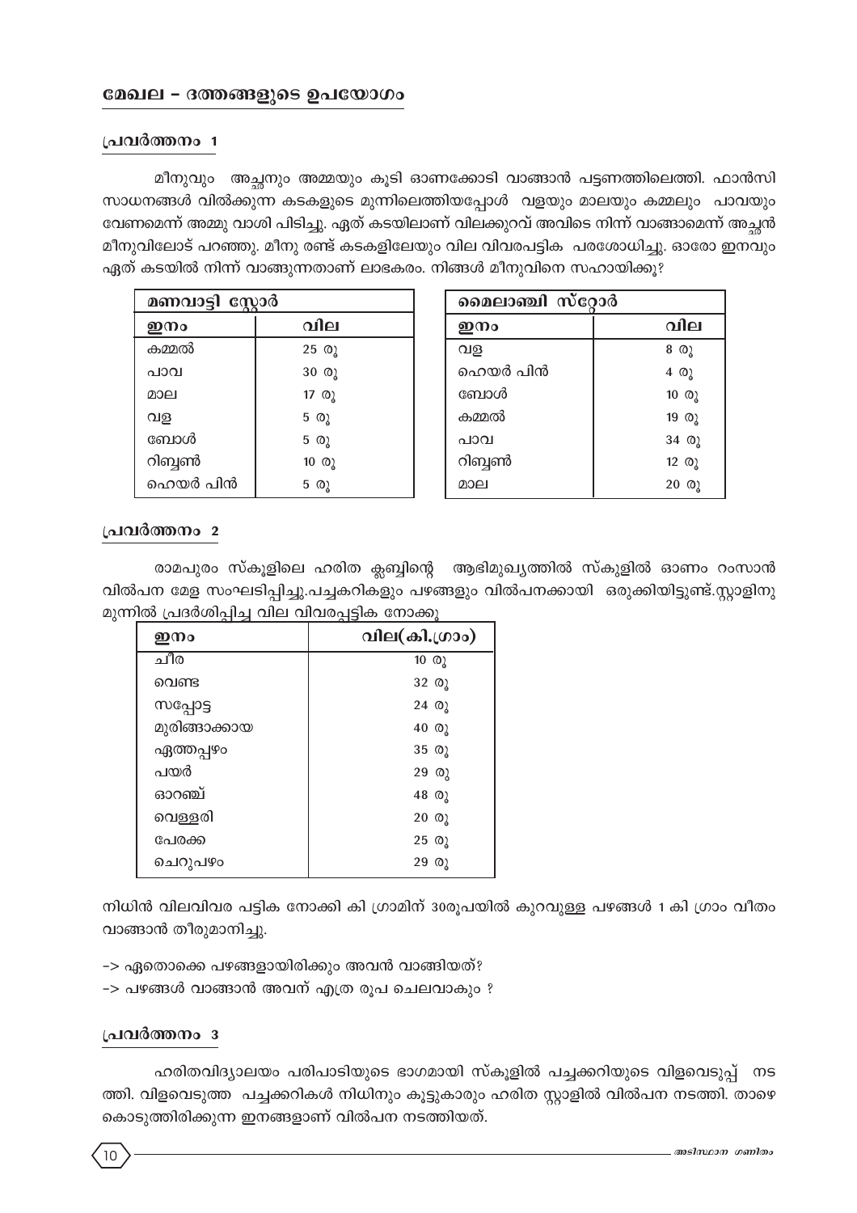## മേഖല – ദത്തങ്ങളുടെ ഉപയോഗം

### പ്രവർത്തനം 1

മീനുവും അച്ഛനും അമ്മയും കൂടി ഓണക്കോടി വാങ്ങാൻ പട്ടണത്തിലെത്തി. ഫാൻസി സാധനങ്ങൾ വിൽക്കുന്ന കടകളുടെ മുന്നിലെത്തിയപ്പോൾ വളയും മാലയും കമ്മലും പാവയും വേണമെന്ന് അമ്മു വാശി പിടിച്ചു. ഏത് കടയിലാണ് വിലക്കുറവ് അവിടെ നിന്ന് വാങ്ങാമെന്ന് അച്ഛൻ മീനുവിലോട് പറഞ്ഞു. മീനു രണ്ട് കടകളിലേയും വില വിവരപട്ടിക പരശോധിച്ചു. ഓരോ ഇനവും ഏത് കടയിൽ നിന്ന് വാങ്ങുന്നതാണ് ലാഭകരം. നിങ്ങൾ മീനുവിനെ സഹായിക്കൂ?

| മണവാട്ടി സ്റ്റോർ | |
|---|---|
| ഇനം | വില |
| കമ്മൽ | 25 രൂ |
| പാവ | 30 രൂ |
| മാല | 17 രൂ |
| വള | 5 രൂ |
| ബോൾ | 5 രൂ |
| റിബ്ബൺ | 10 രൂ |
| ഹെയർ പിൻ | 5 രൂ |

| മൈലാഞ്ചി സ്റ്റോർ | |
|---|---|
| ഇനം | വില |
| വള | 8 രൂ |
| ഹെയർ പിൻ | 4 രൂ |
| ബോൾ | 10 രൂ |
| കമ്മൽ | 19 രൂ |
| പാവ | 34 രൂ |
| റിബ്ബൺ | 12 രൂ |
| മാല | 20 രൂ |

### പ്രവർത്തനം 2

രാമപുരം സ്കൂളിലെ ഹരിത ക്ലബ്ബിന്റെ ആഭിമുഖ്യത്തിൽ സ്കുളിൽ ഓണം റംസാൻ വിൽപന മേള സംഘടിപ്പിച്ചു.പച്ചകറികളും പഴങ്ങളും വിൽപനക്കായി ഒരുക്കിയിട്ടുണ്ട്.സ്റ്റാളിനു മുന്നിൽ പ്രദർശിപ്പിച്ച വില വിവരപ്പട്ടിക നോക്കൂ

| ഇനം | വില(കി.ഗ്രാം) |
|---|---|
| ചീര | 10 രൂ |
| വെണ്ട | 32 രൂ |
| സപ്പോട്ട | 24 രൂ |
| മുരിങ്ങാക്കായ | 40 രൂ |
| ഏത്തപ്പഴം | 35 രൂ |
| പയർ | 29 രൂ |
| ഓറഞ്ച് | 48 രൂ |
| വെള്ളരി | 20 രൂ |
| പേരക്ക | 25 രൂ |
| ചെറുപഴം | 29 രൂ |

നിധിൻ വിലവിവര പട്ടിക നോക്കി കി ഗ്രാമിന് 30രൂപയിൽ കുറവുള്ള പഴങ്ങൾ 1 കി ഗ്രാം വീതം വാങ്ങാൻ തീരുമാനിച്ചു.

-> ഏതൊക്കെ പഴങ്ങളായിരിക്കും അവൻ വാങ്ങിയത്?

-> പഴങ്ങൾ വാങ്ങാൻ അവന് എത്ര രൂപ ചെലവാകും ?

### പ്രവർത്തനം 3

ഹരിതവിദ്യാലയം പരിപാടിയുടെ ഭാഗമായി സ്കൂളിൽ പച്ചക്കറിയുടെ വിളവെടുപ്പ് നടത്തി. വിളവെടുത്ത പച്ചക്കറികൾ നിധിനും കൂട്ടുകാരും ഹരിത സ്റ്റാളിൽ വിൽപന നടത്തി. താഴെ കൊടുത്തിരിക്കുന്ന ഇനങ്ങളാണ് വിൽപന നടത്തിയത്.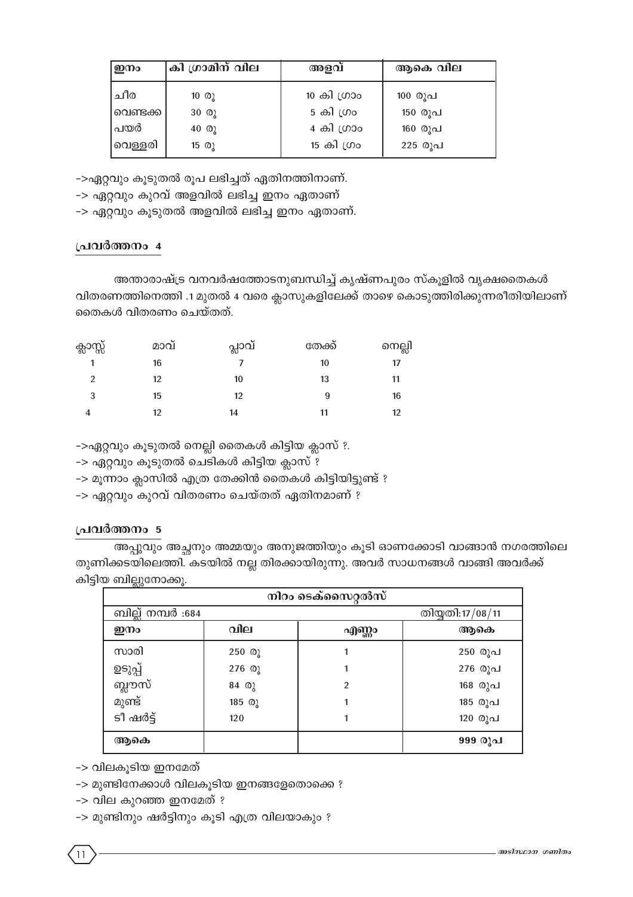| ഇനം | കി ഗ്രാമിന് വില | അളവ് | ആകെ വില |
|---|---|---|---|
| ചീര | 10 രൂ | 10 കി ഗ്രാം | 100 രൂപ |
| വെണ്ടക്ക | 30 രൂ | 5 കി ഗ്രം | 150 രൂപ |
| പയർ | 40 രൂ | 4 കി ഗ്രാം | 160 രൂപ |
| വെള്ളരി | 15 രൂ | 15 കി ഗ്രം | 225 രൂപ |

->ഏറ്റവും കൂടുതൽ രൂപ ലഭിച്ചത് ഏതിനത്തിനാണ്.

-> ഏറ്റവും കുറവ് അളവിൽ ലഭിച്ച ഇനം ഏതാണ്

-> ഏറ്റവും കൂടുതൽ അളവിൽ ലഭിച്ച ഇനം ഏതാണ്.

## പ്രവർത്തനം 4

അന്താരാഷ്ട്ര വനവർഷത്തോടനുബന്ധിച്ച് കൃഷ്ണപുരം സ്കൂളിൽ വൃക്ഷതൈകൾ വിതരണത്തിനെത്തി .1 മുതൽ 4 വരെ ക്ലാസുകളിലേക്ക് താഴെ കൊടുത്തിരിക്കുന്നരീതിയിലാണ് തൈകൾ വിതരണം ചെയ്തത്.

| ക്ലാസ്സ് | മാവ് | പ്ലാവ് | തേക്ക് | നെല്ലി |
|---|---|---|---|---|
| 1 | 16 | 7 | 10 | 17 |
| 2 | 12 | 10 | 13 | 11 |
| 3 | 15 | 12 | 9 | 16 |
| 4 | 12 | 14 | 11 | 12 |

->ഏറ്റവും കൂടുതൽ നെല്ലി തൈകൾ കിട്ടിയ ക്ലാസ് ?.

-> ഏറ്റവും കൂടുതൽ ചെടികൾ കിട്ടിയ ക്ലാസ് ?

-> മൂന്നാം ക്ലാസിൽ എത്ര തേക്കിൻ തൈകൾ കിട്ടിയിട്ടുണ്ട് ?

-> ഏറ്റവും കുറവ് വിതരണം ചെയ്തത് ഏതിനമാണ് ?

## പ്രവർത്തനം 5

അപ്പുവും അച്ഛനും അമ്മയും അനുജത്തിയും കൂടി ഓണക്കോടി വാങ്ങാൻ നഗരത്തിലെ തുണിക്കടയിലെത്തി. കടയിൽ നല്ല തിരക്കായിരുന്നു. അവർ സാധനങ്ങൾ വാങ്ങി അവർക്ക് കിട്ടിയ ബില്ലുനോക്കൂ.

| നിറം ടെക്സൈറ്റൽസ് | | | |
|---|---|---|---|
| ബില്ല് നമ്പർ :684 | | | തിയ്യതി:17/08/11 |
| ഇനം | വില | എണ്ണം | ആകെ |
| സാരി | 250 രൂ | 1 | 250 രൂപ |
| ഉടുപ്പ് | 276 രൂ | 1 | 276 രൂപ |
| ബ്ലൗസ് | 84 രൂ | 2 | 168 രൂപ |
| മുണ്ട് | 185 രൂ | 1 | 185 രൂപ |
| ടീ ഷർട്ട് | 120 | 1 | 120 രൂപ |
| ആകെ | | | 999 രൂപ |

-> വിലകൂടിയ ഇനമേത്

-> മുണ്ടിനേക്കാൾ വിലകൂടിയ ഇനങ്ങളേതൊക്കെ ?

-> വില കുറഞ്ഞ ഇനമേത് ?

-> മുണ്ടിനും ഷർട്ടിനും കൂടി എത്ര വിലയാകും ?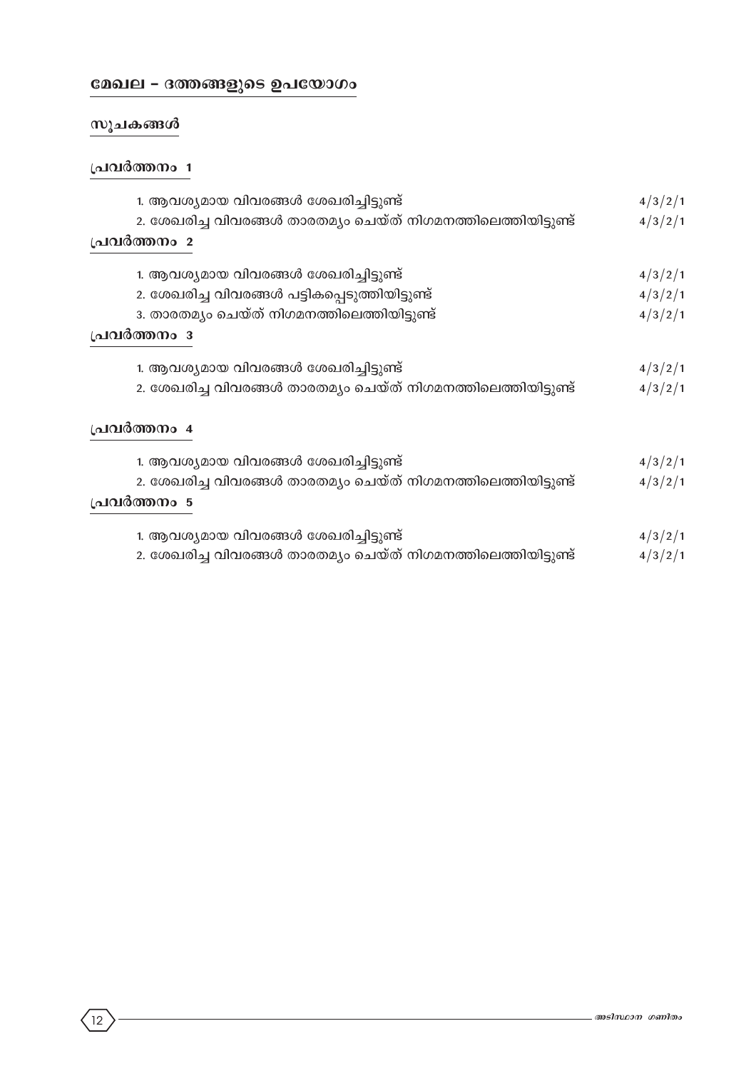## മേഖല – ദത്തങ്ങളുടെ ഉപയോഗം

### സൂചകങ്ങൾ

### പ്രവർത്തനം 1

1. ആവശ്യമായ വിവരങ്ങൾ ശേഖരിച്ചിട്ടുണ്ട് 4/3/2/1
2. ശേഖരിച്ച വിവരങ്ങൾ താരതമ്യം ചെയ്ത് നിഗമനത്തിലെത്തിയിട്ടുണ്ട് 4/3/2/1

### പ്രവർത്തനം 2

1. ആവശ്യമായ വിവരങ്ങൾ ശേഖരിച്ചിട്ടുണ്ട് 4/3/2/1
2. ശേഖരിച്ച വിവരങ്ങൾ പട്ടികപ്പെടുത്തിയിട്ടുണ്ട് 4/3/2/1
3. താരതമ്യം ചെയ്ത് നിഗമനത്തിലെത്തിയിട്ടുണ്ട് 4/3/2/1

### പ്രവർത്തനം 3

1. ആവശ്യമായ വിവരങ്ങൾ ശേഖരിച്ചിട്ടുണ്ട് 4/3/2/1
2. ശേഖരിച്ച വിവരങ്ങൾ താരതമ്യം ചെയ്ത് നിഗമനത്തിലെത്തിയിട്ടുണ്ട് 4/3/2/1

### പ്രവർത്തനം 4

1. ആവശ്യമായ വിവരങ്ങൾ ശേഖരിച്ചിട്ടുണ്ട് 4/3/2/1
2. ശേഖരിച്ച വിവരങ്ങൾ താരതമ്യം ചെയ്ത് നിഗമനത്തിലെത്തിയിട്ടുണ്ട് 4/3/2/1

### പ്രവർത്തനം 5

1. ആവശ്യമായ വിവരങ്ങൾ ശേഖരിച്ചിട്ടുണ്ട് 4/3/2/1
2. ശേഖരിച്ച വിവരങ്ങൾ താരതമ്യം ചെയ്ത് നിഗമനത്തിലെത്തിയിട്ടുണ്ട് 4/3/2/1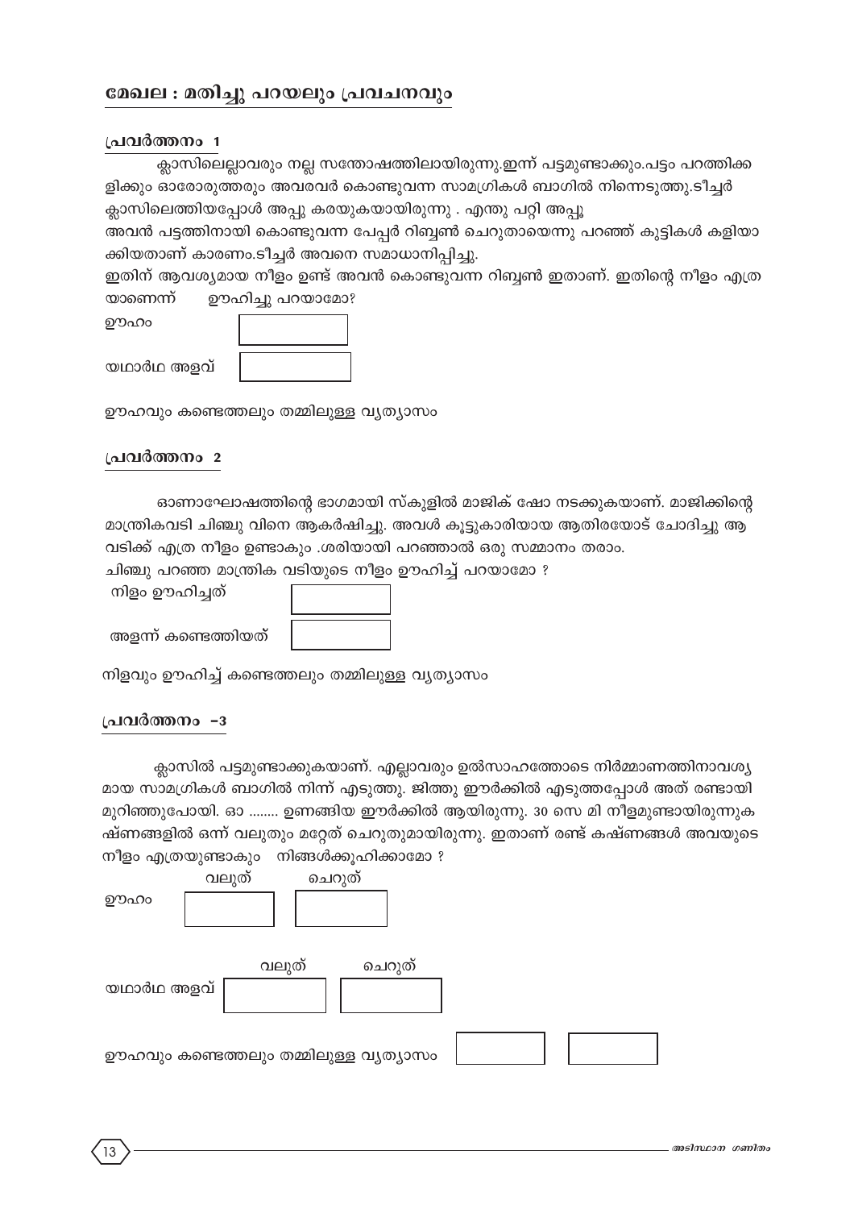## മേഖല : മതിച്ചു പറയലും പ്രവചനവും

### പ്രവർത്തനം 1

ക്ലാസിലെല്ലാവരും നല്ല സന്തോഷത്തിലായിരുന്നു.ഇന്ന് പട്ടമുണ്ടാക്കും.പട്ടം പറത്തിക്കളിക്കും ഓരോരുത്തരും അവരവർ കൊണ്ടുവന്ന സാമഗ്രികൾ ബാഗിൽ നിന്നെടുത്തു.ടീച്ചർ ക്ലാസിലെത്തിയപ്പോൾ അപ്പു കരയുകയായിരുന്നു . എന്തു പറ്റി അപ്പൂ

അവൻ പട്ടത്തിനായി കൊണ്ടുവന്ന പേപ്പർ റിബ്ബൺ ചെറുതായെന്നു പറഞ്ഞ് കുട്ടികൾ കളിയാക്കിയതാണ് കാരണം.ടീച്ചർ അവനെ സമാധാനിപ്പിച്ചു.

ഇതിന് ആവശ്യമായ നീളം ഉണ്ട് അവൻ കൊണ്ടുവന്ന റിബ്ബൺ ഇതാണ്. ഇതിന്റെ നീളം എത്രയാണെന്ന് ഊഹിച്ചു പറയാമോ?

ഊഹം

യഥാർഥ അളവ്

ഊഹവും കണ്ടെത്തലും തമ്മിലുള്ള വ്യത്യാസം

### പ്രവർത്തനം 2

ഓണാഘോഷത്തിന്റെ ഭാഗമായി സ്കൂളിൽ മാജിക് ഷോ നടക്കുകയാണ്. മാജിക്കിന്റെ മാന്ത്രികവടി ചിഞ്ചു വിനെ ആകർഷിച്ചു. അവൾ കൂട്ടുകാരിയായ ആതിരയോട് ചോദിച്ചു ആ വടിക്ക് എത്ര നീളം ഉണ്ടാകും .ശരിയായി പറഞ്ഞാൽ ഒരു സമ്മാനം തരാം.

ചിഞ്ചു പറഞ്ഞ മാന്ത്രിക വടിയുടെ നീളം ഊഹിച്ച് പറയാമോ ?

നിളം ഊഹിച്ചത്

അളന്ന് കണ്ടെത്തിയത്

നിളവും ഊഹിച്ച് കണ്ടെത്തലും തമ്മിലുള്ള വ്യത്യാസം

### പ്രവർത്തനം -3

ക്ലാസിൽ പട്ടമുണ്ടാക്കുകയാണ്. എല്ലാവരും ഉൽസാഹത്തോടെ നിർമ്മാണത്തിനാവശ്യമായ സാമഗ്രികൾ ബാഗിൽ നിന്ന് എടുത്തു. ജിത്തു ഈർക്കിൽ എടുത്തപ്പോൾ അത് രണ്ടായി മുറിഞ്ഞുപോയി. ഓ ........ ഉണങ്ങിയ ഈർക്കിൽ ആയിരുന്നു. 30 സെ മി നീളമുണ്ടായിരുന്നുകഷ്ണങ്ങളിൽ ഒന്ന് വലുതും മറ്റേത് ചെറുതുമായിരുന്നു. ഇതാണ് രണ്ട് കഷ്ണങ്ങൾ അവയുടെ നീളം എത്രയുണ്ടാകും നിങ്ങൾക്കൂഹിക്കാമോ ?

| | വലുത് | ചെറുത് |
|---|---|---|
| ഊഹം | | |
| യഥാർഥ അളവ് | | |
| ഊഹവും കണ്ടെത്തലും തമ്മിലുള്ള വ്യത്യാസം | | |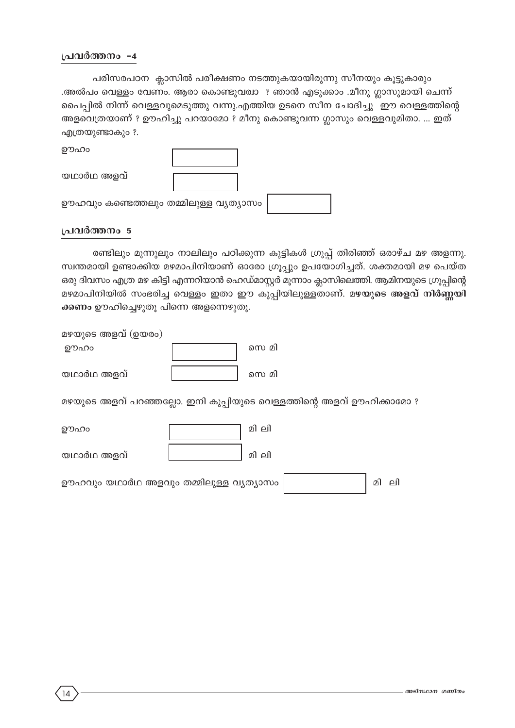## പ്രവർത്തനം -4

പരിസരപഠന ക്ലാസിൽ പരീക്ഷണം നടത്തുകയായിരുന്നു സീനയും കൂട്ടുകാരും .അൽപം വെള്ളം വേണം. ആരാ കൊണ്ടുവരാ ? ഞാൻ എടുക്കാം .മീനു ഗ്ലാസുമായി ചെന്ന് പൈപ്പിൽ നിന്ന് വെള്ളവുമെടുത്തു വന്നു.എത്തിയ ഉടനെ സീന ചോദിച്ചു ഈ വെള്ളത്തിന്റെ അളവെത്രയാണ് ? ഊഹിച്ചു പറയാമോ ? മീനു കൊണ്ടുവന്ന ഗ്ലാസും വെള്ളവുമിതാ. ... ഇത് എത്രയുണ്ടാകും ?.

ഊഹം

യഥാർഥ അളവ്

ഊഹവും കണ്ടെത്തലും തമ്മിലുള്ള വ്യത്യാസം

## പ്രവർത്തനം 5

രണ്ടിലും മൂന്നുലും നാലിലും പഠിക്കുന്ന കുട്ടികൾ ഗ്രൂപ്പ് തിരിഞ്ഞ് ഒരാഴ്ച മഴ അളന്നു. സ്വന്തമായി ഉണ്ടാക്കിയ മഴമാപിനിയാണ് ഓരോ ഗ്രൂപ്പും ഉപയോഗിച്ചത്. ശക്തമായി മഴ പെയ്ത ഒരു ദിവസം എത്ര മഴ കിട്ടി എന്നറിയാൻ ഹെഡ്മാസ്റ്റർ മൂന്നാം ക്ലാസിലെത്തി. ആമിനയുടെ ഗ്രൂപ്പിന്റെ മഴമാപിനിയിൽ സംഭരിച്ച വെള്ളം ഇതാ ഈ കുപ്പിയിലുള്ളതാണ്. **മഴയുടെ അളവ് നിർണ്ണയിക്കണം** ഊഹിച്ചെഴുതൂ പിന്നെ അളന്നെഴുതൂ.

മഴയുടെ അളവ് (ഉയരം)

ഊഹം സെ മി

യഥാർഥ അളവ് സെ മി

മഴയുടെ അളവ് പറഞ്ഞല്ലോ. ഇനി കുപ്പിയുടെ വെള്ളത്തിന്റെ അളവ് ഊഹിക്കാമോ ?

ഊഹം മി ലി

യഥാർഥ അളവ് മി ലി

ഊഹവും യഥാർഥ അളവും തമ്മിലുള്ള വ്യത്യാസം മി ലി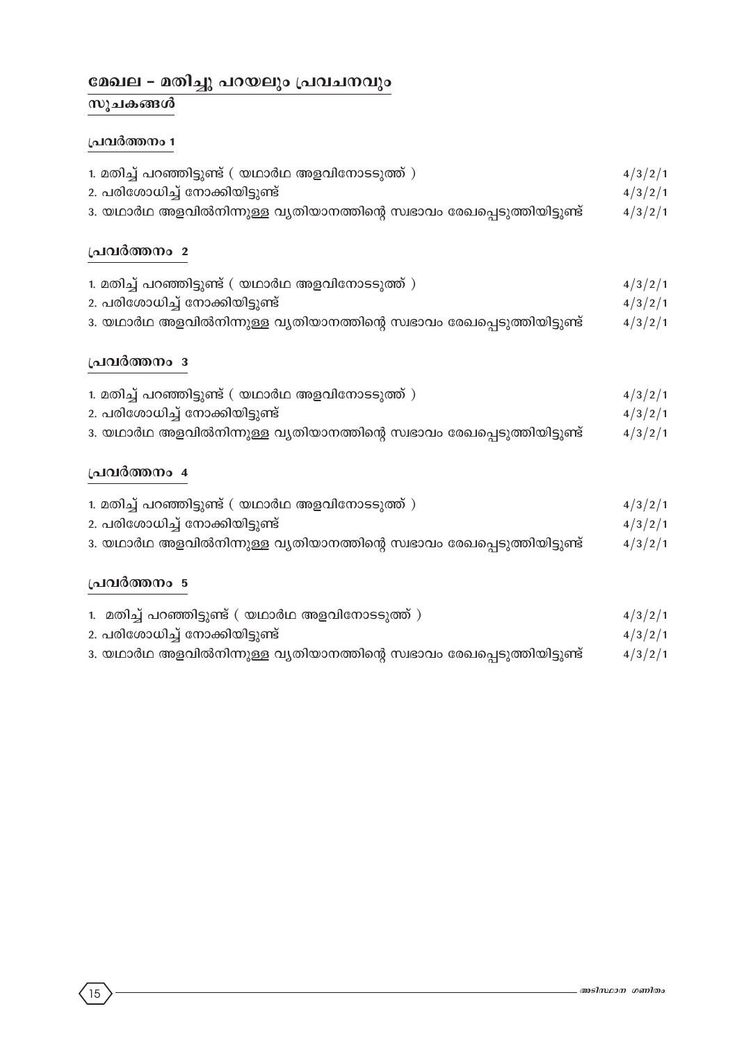## മേഖല – മതിച്ചു പറയലും പ്രവചനവും

### സൂചകങ്ങൾ

#### പ്രവർത്തനം 1

1. മതിച്ച് പറഞ്ഞിട്ടുണ്ട് ( യഥാർഥ അളവിനോടടുത്ത് ) 4/3/2/1
2. പരിശോധിച്ച് നോക്കിയിട്ടുണ്ട് 4/3/2/1
3. യഥാർഥ അളവിൽനിന്നുള്ള വ്യതിയാനത്തിന്റെ സ്വഭാവം രേഖപ്പെടുത്തിയിട്ടുണ്ട് 4/3/2/1

#### പ്രവർത്തനം 2

1. മതിച്ച് പറഞ്ഞിട്ടുണ്ട് ( യഥാർഥ അളവിനോടടുത്ത് ) 4/3/2/1
2. പരിശോധിച്ച് നോക്കിയിട്ടുണ്ട് 4/3/2/1
3. യഥാർഥ അളവിൽനിന്നുള്ള വ്യതിയാനത്തിന്റെ സ്വഭാവം രേഖപ്പെടുത്തിയിട്ടുണ്ട് 4/3/2/1

#### പ്രവർത്തനം 3

1. മതിച്ച് പറഞ്ഞിട്ടുണ്ട് ( യഥാർഥ അളവിനോടടുത്ത് ) 4/3/2/1
2. പരിശോധിച്ച് നോക്കിയിട്ടുണ്ട് 4/3/2/1
3. യഥാർഥ അളവിൽനിന്നുള്ള വ്യതിയാനത്തിന്റെ സ്വഭാവം രേഖപ്പെടുത്തിയിട്ടുണ്ട് 4/3/2/1

#### പ്രവർത്തനം 4

1. മതിച്ച് പറഞ്ഞിട്ടുണ്ട് ( യഥാർഥ അളവിനോടടുത്ത് ) 4/3/2/1
2. പരിശോധിച്ച് നോക്കിയിട്ടുണ്ട് 4/3/2/1
3. യഥാർഥ അളവിൽനിന്നുള്ള വ്യതിയാനത്തിന്റെ സ്വഭാവം രേഖപ്പെടുത്തിയിട്ടുണ്ട് 4/3/2/1

#### പ്രവർത്തനം 5

1. മതിച്ച് പറഞ്ഞിട്ടുണ്ട് ( യഥാർഥ അളവിനോടടുത്ത് ) 4/3/2/1
2. പരിശോധിച്ച് നോക്കിയിട്ടുണ്ട് 4/3/2/1
3. യഥാർഥ അളവിൽനിന്നുള്ള വ്യതിയാനത്തിന്റെ സ്വഭാവം രേഖപ്പെടുത്തിയിട്ടുണ്ട് 4/3/2/1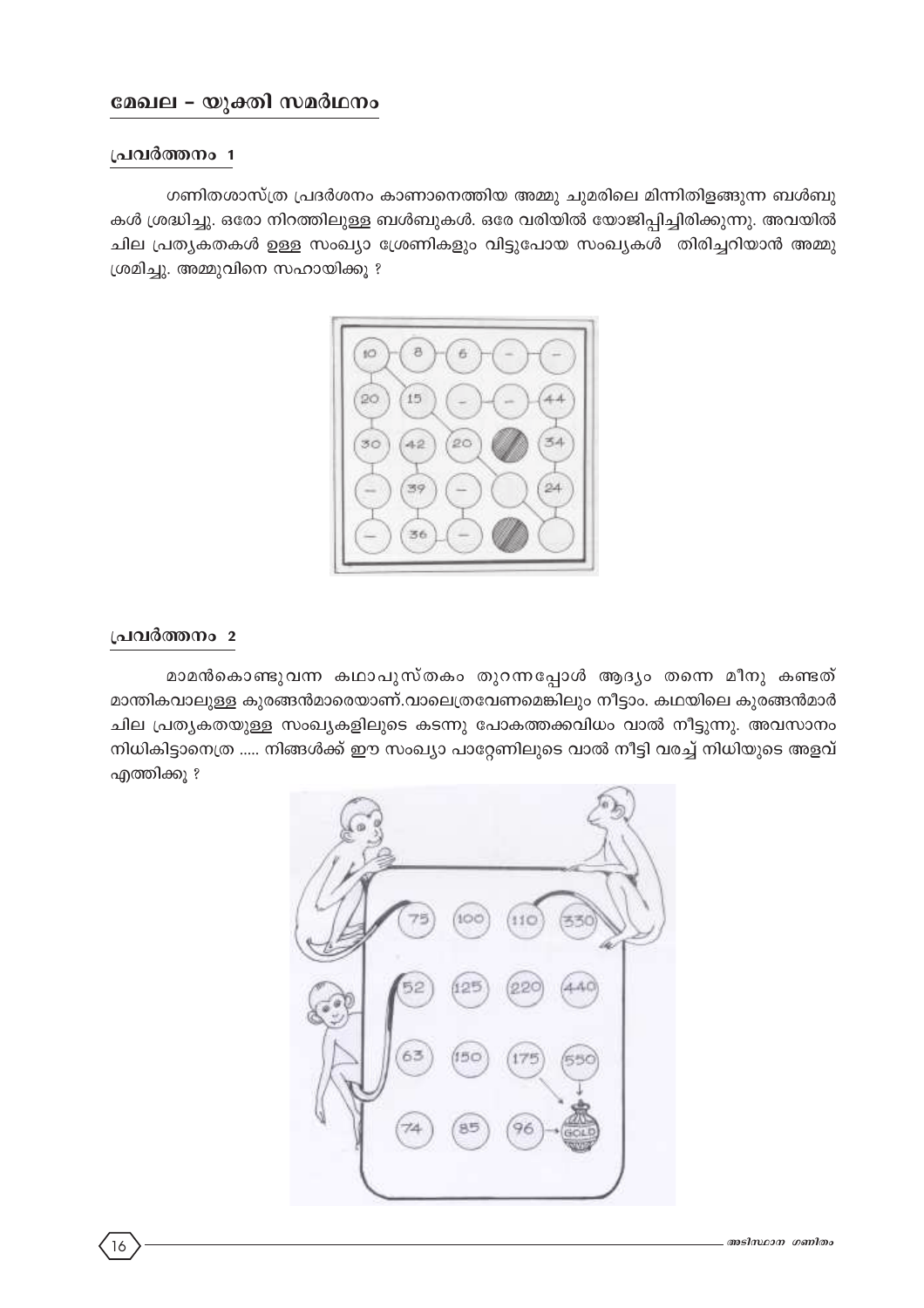## മേഖല – യുക്തി സമർഥനം

### പ്രവർത്തനം 1

ഗണിതശാസ്ത്ര പ്രദർശനം കാണാനെത്തിയ അമ്മു ചുമരിലെ മിന്നിതിളങ്ങുന്ന ബൾബുകൾ ശ്രദ്ധിച്ചു. ഒരോ നിറത്തിലുള്ള ബൾബുകൾ. ഒരേ വരിയിൽ യോജിപ്പിച്ചിരിക്കുന്നു. അവയിൽ ചില പ്രത്യകതകൾ ഉള്ള സംഖ്യാ ശ്രേണികളും വിട്ടുപോയ സംഖ്യകൾ തിരിച്ചറിയാൻ അമ്മു ശ്രമിച്ചു. അമ്മുവിനെ സഹായിക്കൂ ?

10 8 6 – –

20 15 – – 44

30 42 20 34

– 39 – 24

– 36 –

### പ്രവർത്തനം 2

മാമൻകൊണ്ടുവന്ന കഥാപുസ്തകം തുറന്നപ്പോൾ ആദ്യം തന്നെ മീനു കണ്ടത് മാന്തികവാലുള്ള കുരങ്ങൻമാരെയാണ്.വാലെത്രവേണമെങ്കിലും നീട്ടാം. കഥയിലെ കുരങ്ങൻമാർ ചില പ്രത്യകതയുള്ള സംഖ്യകളിലൂടെ കടന്നു പോകത്തക്കവിധം വാൽ നീട്ടുന്നു. അവസാനം നിധികിട്ടാനെത്ര ..... നിങ്ങൾക്ക് ഈ സംഖ്യാ പാറ്റേണിലൂടെ വാൽ നീട്ടി വരച്ച് നിധിയുടെ അളവ് എത്തിക്കൂ ?

75 100 110 330

52 125 220 440

63 150 175 550

74 85 96 GOLD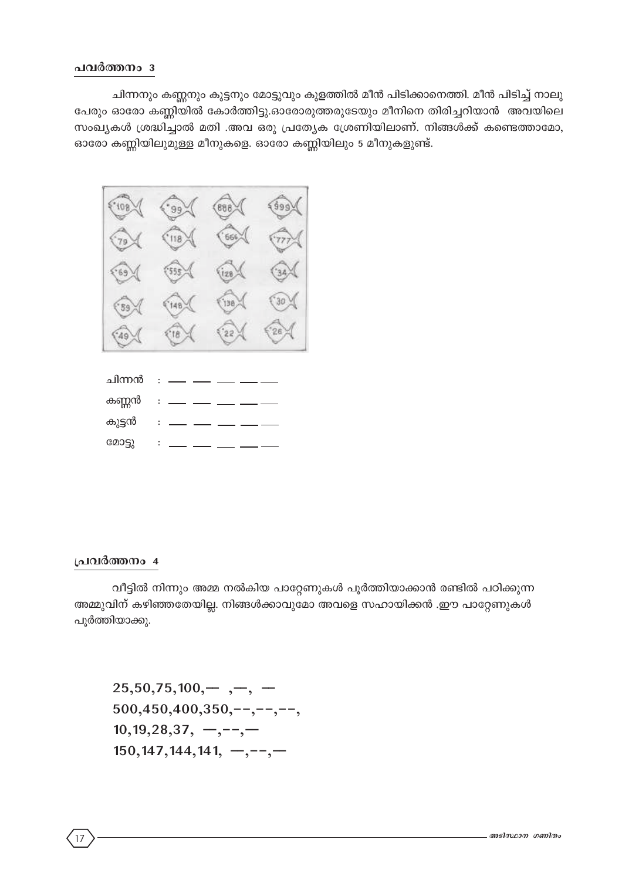## പവർത്തനം 3

ചിന്നനും കണ്ണനും കുട്ടനും മോട്ടുവും കുളത്തിൽ മീൻ പിടിക്കാനെത്തി. മീൻ പിടിച്ച് നാലു പേരും ഓരോ കണ്ണിയിൽ കോർത്തിട്ടു.ഓരോരുത്തരുടേയും മീനിനെ തിരിച്ചറിയാൻ അവയിലെ സംഖ്യകൾ ശ്രദ്ധിച്ചാൽ മതി .അവ ഒരു പ്രത്യേക ശ്രേണിയിലാണ്. നിങ്ങൾക്ക് കണ്ടെത്താമോ, ഓരോ കണ്ണിയിലുമുള്ള മീനുകളെ. ഓരോ കണ്ണിയിലും 5 മീനുകളുണ്ട്.

108 99 888 999

79 118 666 777

69 555 128 34

59 148 138 30

49 18 22 26

ചിന്നൻ : ___ ___ ___ ___ ___

കണ്ണൻ : ___ ___ ___ ___ ___

കുട്ടൻ : ___ ___ ___ ___ ___

മോട്ടു : ___ ___ ___ ___ ___

## പ്രവർത്തനം 4

വീട്ടിൽ നിന്നും അമ്മ നൽകിയ പാറ്റേണുകൾ പൂർത്തിയാക്കാൻ രണ്ടിൽ പഠിക്കുന്ന അമ്മുവിന് കഴിഞ്ഞതേയില്ല. നിങ്ങൾക്കാവുമോ അവളെ സഹായിക്കാൻ .ഈ പാറ്റേണുകൾ പൂർത്തിയാക്കു.

25,50,75,100,— ,—, —

500,450,400,350,--,--,--,

10,19,28,37, —,--,—

150,147,144,141, —,--,—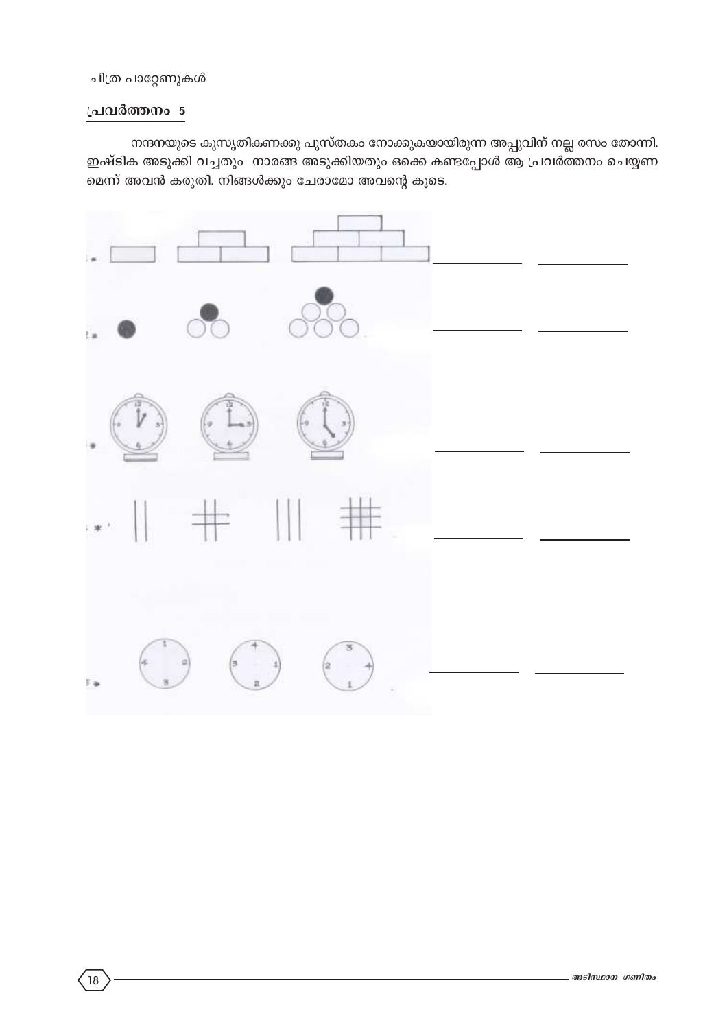ചിത്ര പാറ്റേണുകൾ

## പ്രവർത്തനം 5

നന്ദനയുടെ കുസൃതികണക്കു പുസ്തകം നോക്കുകയായിരുന്ന അപ്പുവിന് നല്ല രസം തോന്നി. ഇഷ്ടിക അടുക്കി വച്ചതും നാരങ്ങ അടുക്കിയതും ഒക്കെ കണ്ടപ്പോൾ ആ പ്രവർത്തനം ചെയ്യണമെന്ന് അവൻ കരുതി. നിങ്ങൾക്കും ചേരാമോ അവന്റെ കൂടെ.

1. ______ ______

2. ______ ______

3. ______ ______

4. ______ ______

5. ______ ______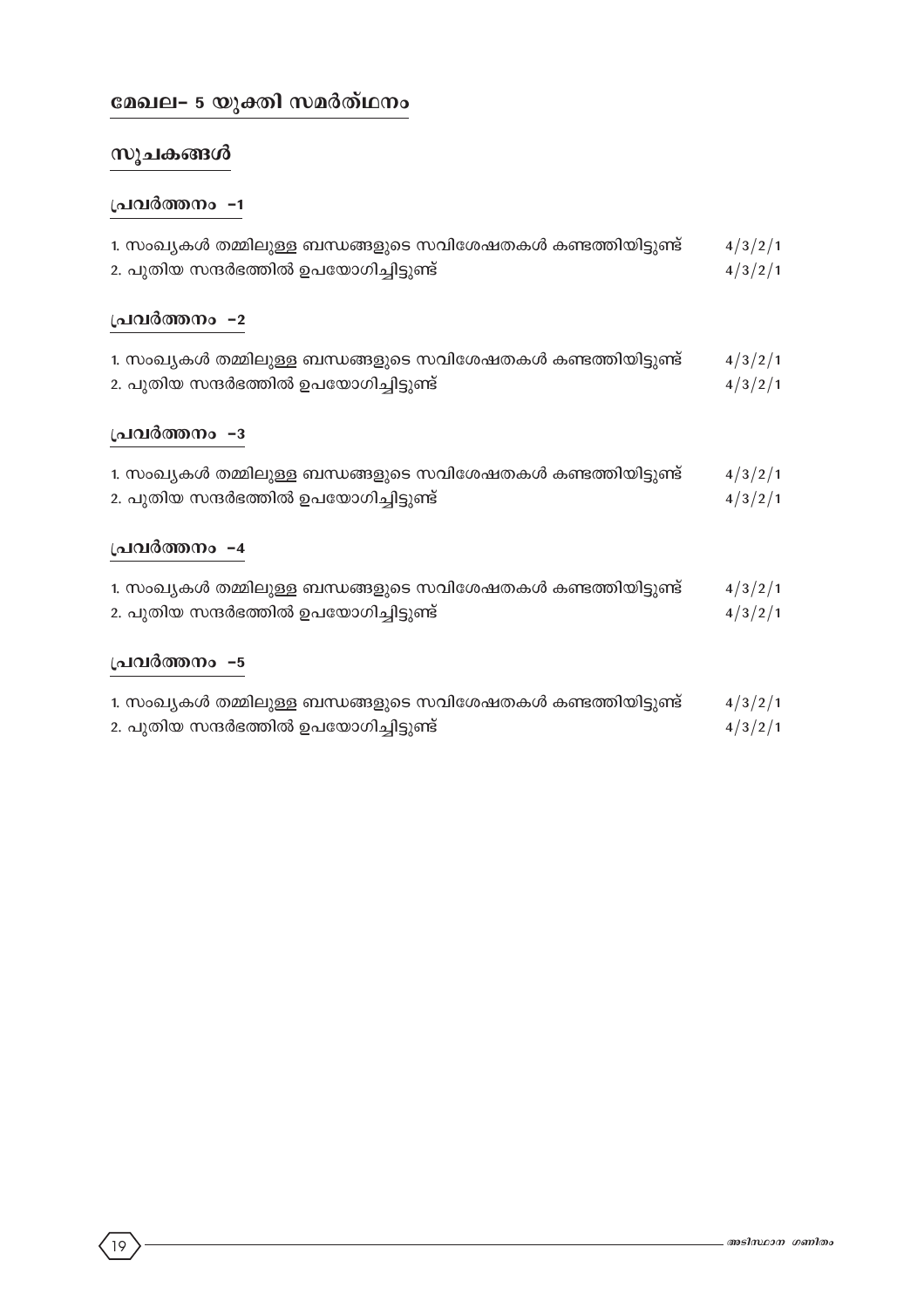## മേഖല- 5 യുക്തി സമർത്ഥനം

### സൂചകങ്ങൾ

#### പ്രവർത്തനം -1

1. സംഖ്യകൾ തമ്മിലുള്ള ബന്ധങ്ങളുടെ സവിശേഷതകൾ കണ്ടെത്തിയിട്ടുണ്ട് — 4/3/2/1
2. പുതിയ സന്ദർഭത്തിൽ ഉപയോഗിച്ചിട്ടുണ്ട് — 4/3/2/1

#### പ്രവർത്തനം -2

1. സംഖ്യകൾ തമ്മിലുള്ള ബന്ധങ്ങളുടെ സവിശേഷതകൾ കണ്ടെത്തിയിട്ടുണ്ട് — 4/3/2/1
2. പുതിയ സന്ദർഭത്തിൽ ഉപയോഗിച്ചിട്ടുണ്ട് — 4/3/2/1

#### പ്രവർത്തനം -3

1. സംഖ്യകൾ തമ്മിലുള്ള ബന്ധങ്ങളുടെ സവിശേഷതകൾ കണ്ടെത്തിയിട്ടുണ്ട് — 4/3/2/1
2. പുതിയ സന്ദർഭത്തിൽ ഉപയോഗിച്ചിട്ടുണ്ട് — 4/3/2/1

#### പ്രവർത്തനം -4

1. സംഖ്യകൾ തമ്മിലുള്ള ബന്ധങ്ങളുടെ സവിശേഷതകൾ കണ്ടെത്തിയിട്ടുണ്ട് — 4/3/2/1
2. പുതിയ സന്ദർഭത്തിൽ ഉപയോഗിച്ചിട്ടുണ്ട് — 4/3/2/1

#### പ്രവർത്തനം -5

1. സംഖ്യകൾ തമ്മിലുള്ള ബന്ധങ്ങളുടെ സവിശേഷതകൾ കണ്ടെത്തിയിട്ടുണ്ട് — 4/3/2/1
2. പുതിയ സന്ദർഭത്തിൽ ഉപയോഗിച്ചിട്ടുണ്ട് — 4/3/2/1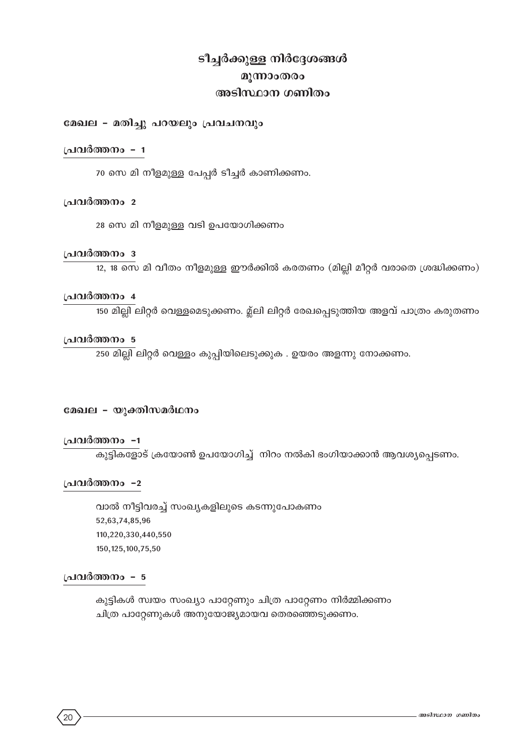# ടീച്ചർക്കുള്ള നിർദ്ദേശങ്ങൾ
# മൂന്നാംതരം
# അടിസ്ഥാന ഗണിതം

## മേഖല - മതിച്ചു പറയലും പ്രവചനവും

### പ്രവർത്തനം - 1

70 സെ മി നീളമുള്ള പേപ്പർ ടീച്ചർ കാണിക്കണം.

### പ്രവർത്തനം 2

28 സെ മി നീളമുള്ള വടി ഉപയോഗിക്കണം

### പ്രവർത്തനം 3

12, 18 സെ മി വീതം നീളമുള്ള ഈർക്കിൽ കരുതണം (മില്ലി മീറ്റർ വരാതെ ശ്രദ്ധിക്കണം)

### പ്രവർത്തനം 4

150 മില്ലി ലിറ്റർ വെള്ളമെടുക്കണം. മ്ല്ലി ലിറ്റർ രേഖപ്പെടുത്തിയ അളവ് പാത്രം കരുതണം

### പ്രവർത്തനം 5

250 മില്ലി ലിറ്റർ വെള്ളം കുപ്പിയിലെടുക്കുക . ഉയരം അളന്നു നോക്കണം.

## മേഖല - യുക്തിസമർഥനം

### പ്രവർത്തനം -1

കുട്ടികളോട് ക്രയോൺ ഉപയോഗിച്ച് നിറം നൽകി ഭംഗിയാക്കാൻ ആവശ്യപ്പെടണം.

### പ്രവർത്തനം -2

വാൽ നീട്ടിവരച്ച് സംഖ്യകളിലൂടെ കടന്നുപോകണം

52,63,74,85,96

110,220,330,440,550

150,125,100,75,50

### പ്രവർത്തനം - 5

കുട്ടികൾ സ്വയം സംഖ്യാ പാറ്റേണും ചിത്ര പാറ്റേണം നിർമ്മിക്കണം

ചിത്ര പാറ്റേണുകൾ അനുയോജ്യമായവ തെരഞ്ഞെടുക്കണം.